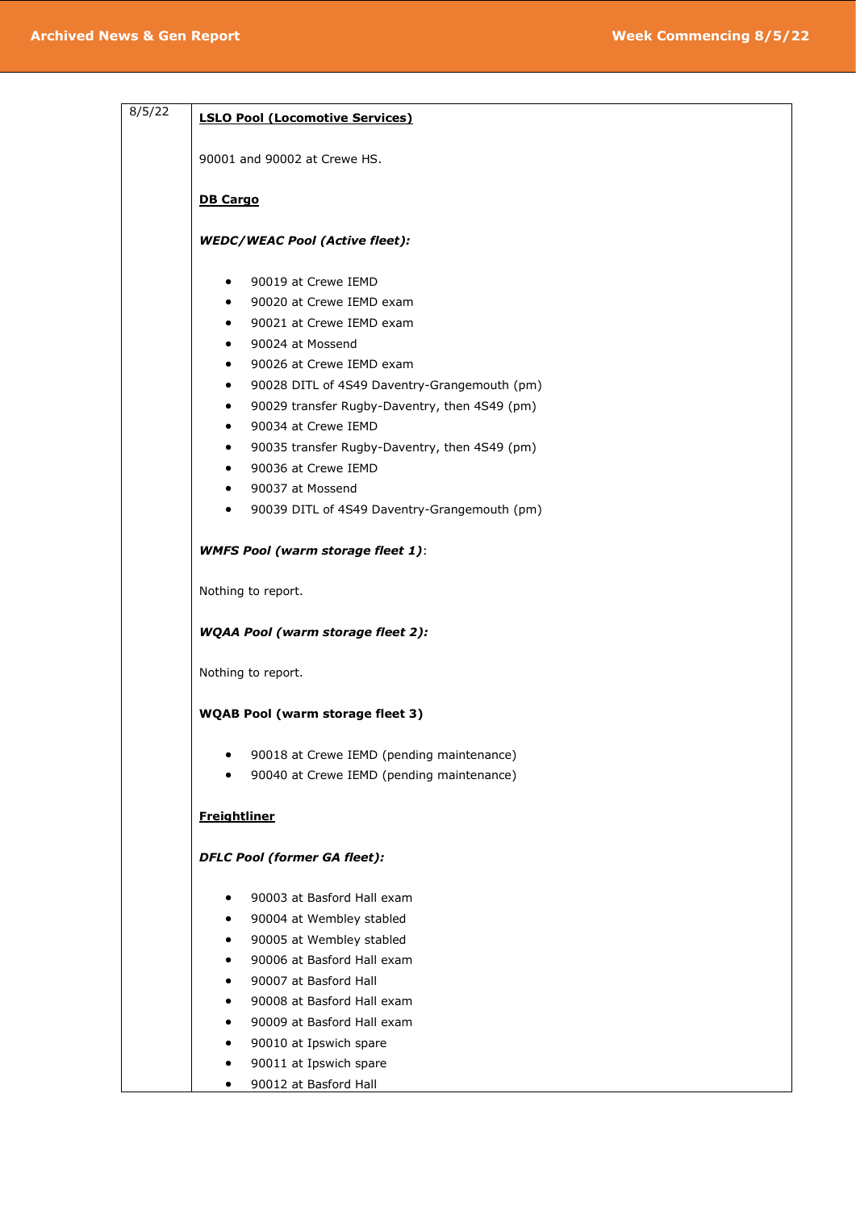| 8/5/22 | **<u>LSLO Pool (Locomotive Services)</u>**<br><br>90001 and 90002 at Crewe HS.<br><br>**<u>DB Cargo</u>**<br><br>***WEDC/WEAC Pool (Active fleet):***<br><br>• 90019 at Crewe IEMD<br>• 90020 at Crewe IEMD exam<br>• 90021 at Crewe IEMD exam<br>• 90024 at Mossend<br>• 90026 at Crewe IEMD exam<br>• 90028 DITL of 4S49 Daventry-Grangemouth (pm)<br>• 90029 transfer Rugby-Daventry, then 4S49 (pm)<br>• 90034 at Crewe IEMD<br>• 90035 transfer Rugby-Daventry, then 4S49 (pm)<br>• 90036 at Crewe IEMD<br>• 90037 at Mossend<br>• 90039 DITL of 4S49 Daventry-Grangemouth (pm)<br><br>***WMFS Pool (warm storage fleet 1)***:<br><br>Nothing to report.<br><br>***WQAA Pool (warm storage fleet 2):***<br><br>Nothing to report.<br><br>**WQAB Pool (warm storage fleet 3)**<br><br>• 90018 at Crewe IEMD (pending maintenance)<br>• 90040 at Crewe IEMD (pending maintenance)<br><br>**<u>Freightliner</u>**<br><br>***DFLC Pool (former GA fleet):***<br><br>• 90003 at Basford Hall exam<br>• 90004 at Wembley stabled<br>• 90005 at Wembley stabled<br>• 90006 at Basford Hall exam<br>• 90007 at Basford Hall<br>• 90008 at Basford Hall exam<br>• 90009 at Basford Hall exam<br>• 90010 at Ipswich spare<br>• 90011 at Ipswich spare<br>• 90012 at Basford Hall |
|---|---|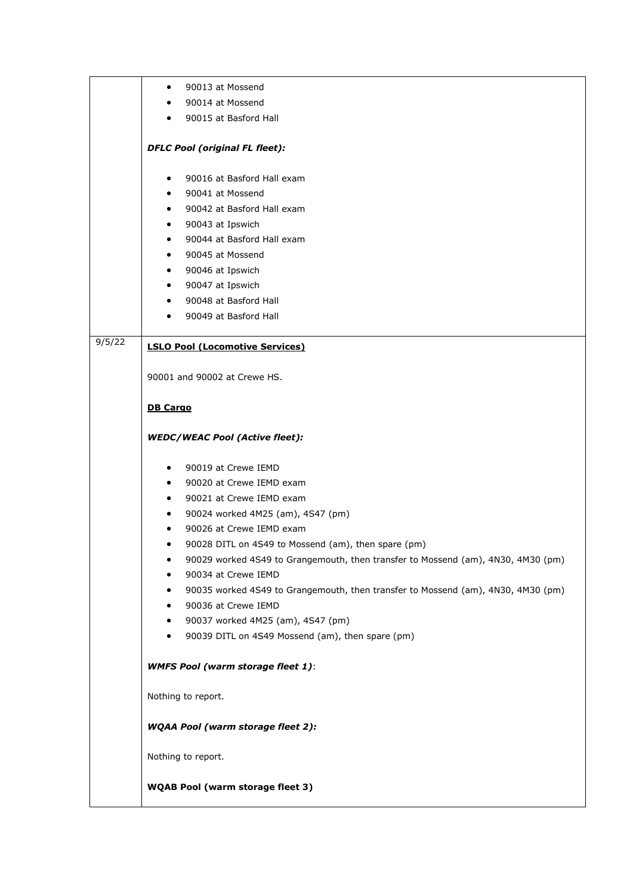| | |
|---|---|
| | • 90013 at Mossend<br>• 90014 at Mossend<br>• 90015 at Basford Hall<br><br>***DFLC Pool (original FL fleet):***<br><br>• 90016 at Basford Hall exam<br>• 90041 at Mossend<br>• 90042 at Basford Hall exam<br>• 90043 at Ipswich<br>• 90044 at Basford Hall exam<br>• 90045 at Mossend<br>• 90046 at Ipswich<br>• 90047 at Ipswich<br>• 90048 at Basford Hall<br>• 90049 at Basford Hall |
| 9/5/22 | <u>**LSLO Pool (Locomotive Services)**</u><br><br>90001 and 90002 at Crewe HS.<br><br><u>**DB Cargo**</u><br><br>***WEDC/WEAC Pool (Active fleet):***<br><br>• 90019 at Crewe IEMD<br>• 90020 at Crewe IEMD exam<br>• 90021 at Crewe IEMD exam<br>• 90024 worked 4M25 (am), 4S47 (pm)<br>• 90026 at Crewe IEMD exam<br>• 90028 DITL on 4S49 to Mossend (am), then spare (pm)<br>• 90029 worked 4S49 to Grangemouth, then transfer to Mossend (am), 4N30, 4M30 (pm)<br>• 90034 at Crewe IEMD<br>• 90035 worked 4S49 to Grangemouth, then transfer to Mossend (am), 4N30, 4M30 (pm)<br>• 90036 at Crewe IEMD<br>• 90037 worked 4M25 (am), 4S47 (pm)<br>• 90039 DITL on 4S49 Mossend (am), then spare (pm)<br><br>***WMFS Pool (warm storage fleet 1)***:<br><br>Nothing to report.<br><br>***WQAA Pool (warm storage fleet 2):***<br><br>Nothing to report.<br><br>**WQAB Pool (warm storage fleet 3)** |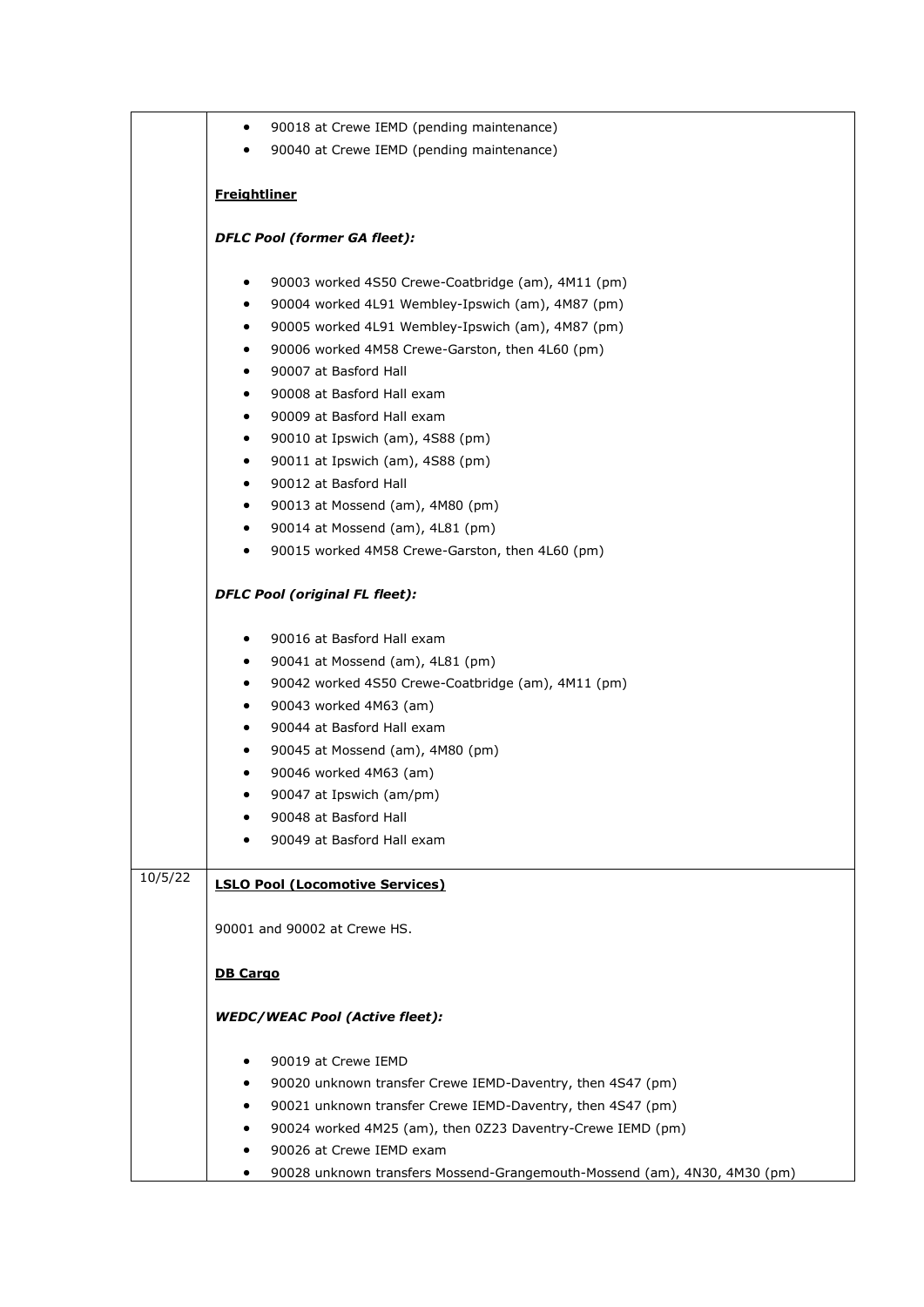| | |
|---|---|
| | • 90018 at Crewe IEMD (pending maintenance)<br>• 90040 at Crewe IEMD (pending maintenance)<br><br>**Freightliner**<br><br>***DFLC Pool (former GA fleet):***<br><br>• 90003 worked 4S50 Crewe-Coatbridge (am), 4M11 (pm)<br>• 90004 worked 4L91 Wembley-Ipswich (am), 4M87 (pm)<br>• 90005 worked 4L91 Wembley-Ipswich (am), 4M87 (pm)<br>• 90006 worked 4M58 Crewe-Garston, then 4L60 (pm)<br>• 90007 at Basford Hall<br>• 90008 at Basford Hall exam<br>• 90009 at Basford Hall exam<br>• 90010 at Ipswich (am), 4S88 (pm)<br>• 90011 at Ipswich (am), 4S88 (pm)<br>• 90012 at Basford Hall<br>• 90013 at Mossend (am), 4M80 (pm)<br>• 90014 at Mossend (am), 4L81 (pm)<br>• 90015 worked 4M58 Crewe-Garston, then 4L60 (pm)<br><br>***DFLC Pool (original FL fleet):***<br><br>• 90016 at Basford Hall exam<br>• 90041 at Mossend (am), 4L81 (pm)<br>• 90042 worked 4S50 Crewe-Coatbridge (am), 4M11 (pm)<br>• 90043 worked 4M63 (am)<br>• 90044 at Basford Hall exam<br>• 90045 at Mossend (am), 4M80 (pm)<br>• 90046 worked 4M63 (am)<br>• 90047 at Ipswich (am/pm)<br>• 90048 at Basford Hall<br>• 90049 at Basford Hall exam |
| 10/5/22 | **LSLO Pool (Locomotive Services)**<br><br>90001 and 90002 at Crewe HS.<br><br>**DB Cargo**<br><br>***WEDC/WEAC Pool (Active fleet):***<br><br>• 90019 at Crewe IEMD<br>• 90020 unknown transfer Crewe IEMD-Daventry, then 4S47 (pm)<br>• 90021 unknown transfer Crewe IEMD-Daventry, then 4S47 (pm)<br>• 90024 worked 4M25 (am), then 0Z23 Daventry-Crewe IEMD (pm)<br>• 90026 at Crewe IEMD exam<br>• 90028 unknown transfers Mossend-Grangemouth-Mossend (am), 4N30, 4M30 (pm) |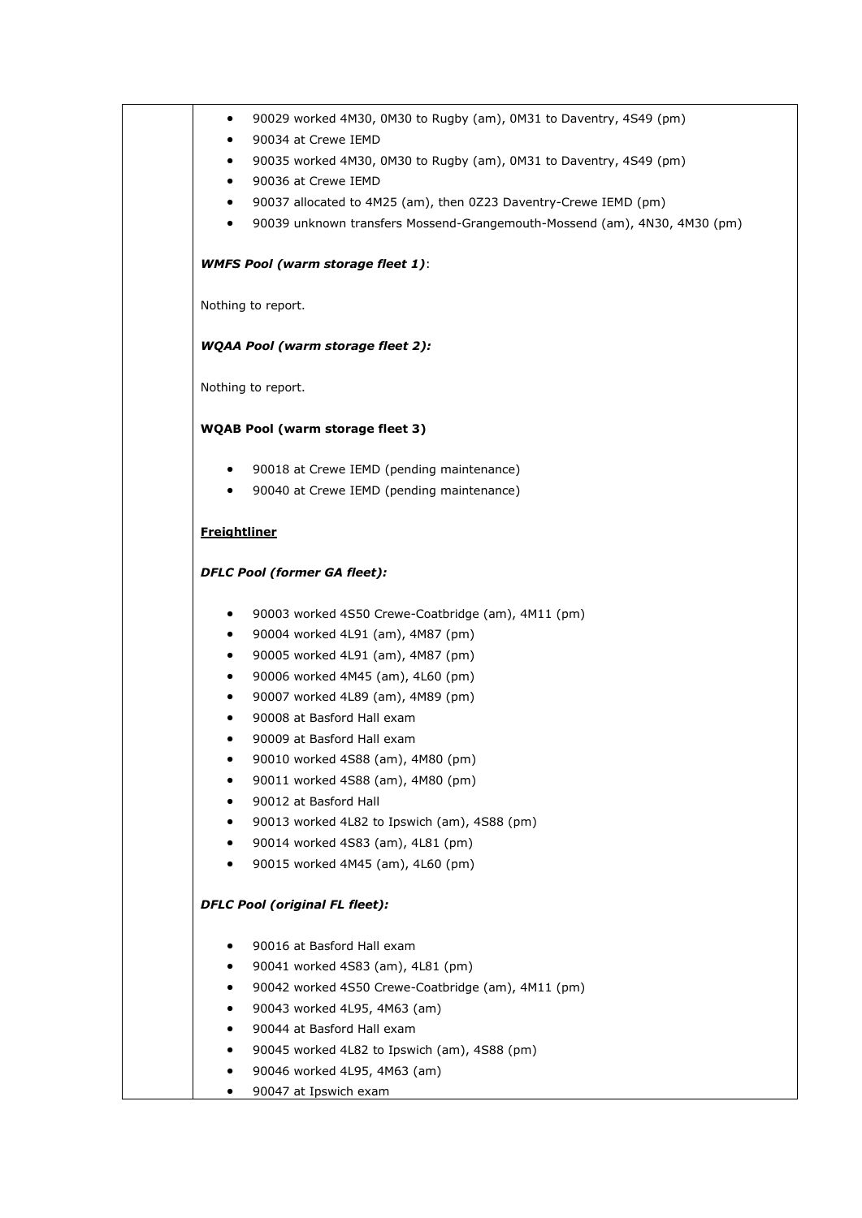- 90029 worked 4M30, 0M30 to Rugby (am), 0M31 to Daventry, 4S49 (pm)
- 90034 at Crewe IEMD
- 90035 worked 4M30, 0M30 to Rugby (am), 0M31 to Daventry, 4S49 (pm)
- 90036 at Crewe IEMD
- 90037 allocated to 4M25 (am), then 0Z23 Daventry-Crewe IEMD (pm)
- 90039 unknown transfers Mossend-Grangemouth-Mossend (am), 4N30, 4M30 (pm)

***WMFS Pool (warm storage fleet 1)***:

Nothing to report.

***WQAA Pool (warm storage fleet 2):***

Nothing to report.

**WQAB Pool (warm storage fleet 3)**

- 90018 at Crewe IEMD (pending maintenance)
- 90040 at Crewe IEMD (pending maintenance)

**Freightliner**

***DFLC Pool (former GA fleet):***

- 90003 worked 4S50 Crewe-Coatbridge (am), 4M11 (pm)
- 90004 worked 4L91 (am), 4M87 (pm)
- 90005 worked 4L91 (am), 4M87 (pm)
- 90006 worked 4M45 (am), 4L60 (pm)
- 90007 worked 4L89 (am), 4M89 (pm)
- 90008 at Basford Hall exam
- 90009 at Basford Hall exam
- 90010 worked 4S88 (am), 4M80 (pm)
- 90011 worked 4S88 (am), 4M80 (pm)
- 90012 at Basford Hall
- 90013 worked 4L82 to Ipswich (am), 4S88 (pm)
- 90014 worked 4S83 (am), 4L81 (pm)
- 90015 worked 4M45 (am), 4L60 (pm)

***DFLC Pool (original FL fleet):***

- 90016 at Basford Hall exam
- 90041 worked 4S83 (am), 4L81 (pm)
- 90042 worked 4S50 Crewe-Coatbridge (am), 4M11 (pm)
- 90043 worked 4L95, 4M63 (am)
- 90044 at Basford Hall exam
- 90045 worked 4L82 to Ipswich (am), 4S88 (pm)
- 90046 worked 4L95, 4M63 (am)
- 90047 at Ipswich exam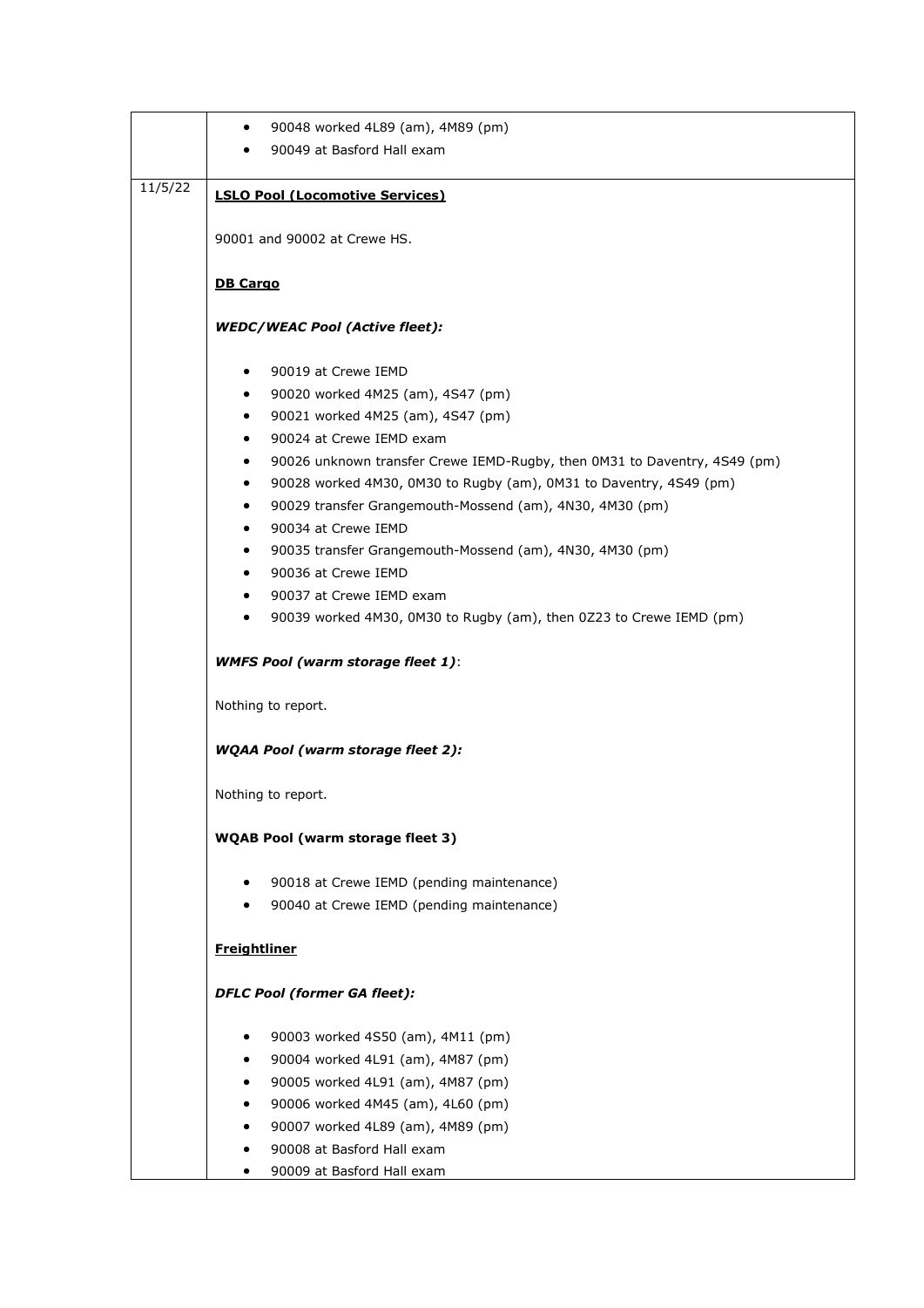| | |
|---|---|
| | • 90048 worked 4L89 (am), 4M89 (pm)<br>• 90049 at Basford Hall exam |
| 11/5/22 | **<u>LSLO Pool (Locomotive Services)</u>**<br><br>90001 and 90002 at Crewe HS.<br><br>**<u>DB Cargo</u>**<br><br>***WEDC/WEAC Pool (Active fleet):***<br><br>• 90019 at Crewe IEMD<br>• 90020 worked 4M25 (am), 4S47 (pm)<br>• 90021 worked 4M25 (am), 4S47 (pm)<br>• 90024 at Crewe IEMD exam<br>• 90026 unknown transfer Crewe IEMD-Rugby, then 0M31 to Daventry, 4S49 (pm)<br>• 90028 worked 4M30, 0M30 to Rugby (am), 0M31 to Daventry, 4S49 (pm)<br>• 90029 transfer Grangemouth-Mossend (am), 4N30, 4M30 (pm)<br>• 90034 at Crewe IEMD<br>• 90035 transfer Grangemouth-Mossend (am), 4N30, 4M30 (pm)<br>• 90036 at Crewe IEMD<br>• 90037 at Crewe IEMD exam<br>• 90039 worked 4M30, 0M30 to Rugby (am), then 0Z23 to Crewe IEMD (pm)<br><br>***WMFS Pool (warm storage fleet 1)***:<br><br>Nothing to report.<br><br>***WQAA Pool (warm storage fleet 2):***<br><br>Nothing to report.<br><br>**WQAB Pool (warm storage fleet 3)**<br><br>• 90018 at Crewe IEMD (pending maintenance)<br>• 90040 at Crewe IEMD (pending maintenance)<br><br>**<u>Freightliner</u>**<br><br>***DFLC Pool (former GA fleet):***<br><br>• 90003 worked 4S50 (am), 4M11 (pm)<br>• 90004 worked 4L91 (am), 4M87 (pm)<br>• 90005 worked 4L91 (am), 4M87 (pm)<br>• 90006 worked 4M45 (am), 4L60 (pm)<br>• 90007 worked 4L89 (am), 4M89 (pm)<br>• 90008 at Basford Hall exam<br>• 90009 at Basford Hall exam |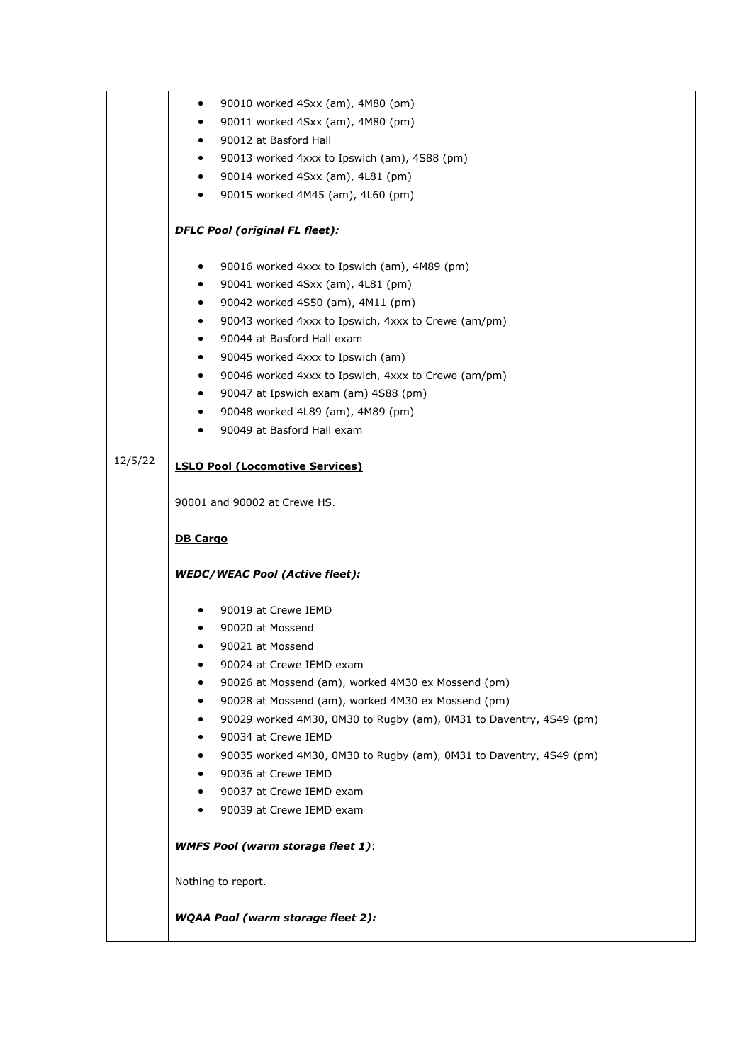| | |
|---|---|
| | • 90010 worked 4Sxx (am), 4M80 (pm)<br>• 90011 worked 4Sxx (am), 4M80 (pm)<br>• 90012 at Basford Hall<br>• 90013 worked 4xxx to Ipswich (am), 4S88 (pm)<br>• 90014 worked 4Sxx (am), 4L81 (pm)<br>• 90015 worked 4M45 (am), 4L60 (pm)<br><br>***DFLC Pool (original FL fleet):***<br><br>• 90016 worked 4xxx to Ipswich (am), 4M89 (pm)<br>• 90041 worked 4Sxx (am), 4L81 (pm)<br>• 90042 worked 4S50 (am), 4M11 (pm)<br>• 90043 worked 4xxx to Ipswich, 4xxx to Crewe (am/pm)<br>• 90044 at Basford Hall exam<br>• 90045 worked 4xxx to Ipswich (am)<br>• 90046 worked 4xxx to Ipswich, 4xxx to Crewe (am/pm)<br>• 90047 at Ipswich exam (am) 4S88 (pm)<br>• 90048 worked 4L89 (am), 4M89 (pm)<br>• 90049 at Basford Hall exam |
| 12/5/22 | **<u>LSLO Pool (Locomotive Services)</u>**<br><br>90001 and 90002 at Crewe HS.<br><br>**<u>DB Cargo</u>**<br><br>***WEDC/WEAC Pool (Active fleet):***<br><br>• 90019 at Crewe IEMD<br>• 90020 at Mossend<br>• 90021 at Mossend<br>• 90024 at Crewe IEMD exam<br>• 90026 at Mossend (am), worked 4M30 ex Mossend (pm)<br>• 90028 at Mossend (am), worked 4M30 ex Mossend (pm)<br>• 90029 worked 4M30, 0M30 to Rugby (am), 0M31 to Daventry, 4S49 (pm)<br>• 90034 at Crewe IEMD<br>• 90035 worked 4M30, 0M30 to Rugby (am), 0M31 to Daventry, 4S49 (pm)<br>• 90036 at Crewe IEMD<br>• 90037 at Crewe IEMD exam<br>• 90039 at Crewe IEMD exam<br><br>***WMFS Pool (warm storage fleet 1)***:<br><br>Nothing to report.<br><br>***WQAA Pool (warm storage fleet 2):*** |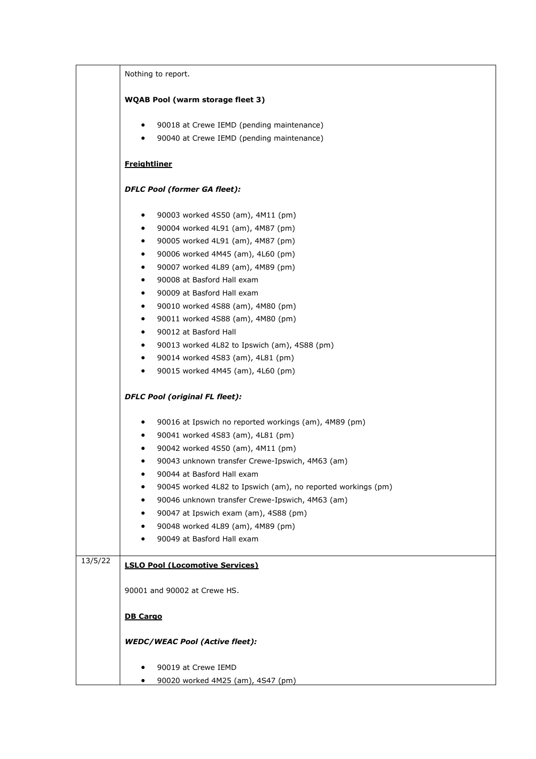| | |
|---|---|
| | Nothing to report.<br><br>**WQAB Pool (warm storage fleet 3)**<br><br>- 90018 at Crewe IEMD (pending maintenance)<br>- 90040 at Crewe IEMD (pending maintenance)<br><br>**Freightliner**<br><br>***DFLC Pool (former GA fleet):***<br><br>- 90003 worked 4S50 (am), 4M11 (pm)<br>- 90004 worked 4L91 (am), 4M87 (pm)<br>- 90005 worked 4L91 (am), 4M87 (pm)<br>- 90006 worked 4M45 (am), 4L60 (pm)<br>- 90007 worked 4L89 (am), 4M89 (pm)<br>- 90008 at Basford Hall exam<br>- 90009 at Basford Hall exam<br>- 90010 worked 4S88 (am), 4M80 (pm)<br>- 90011 worked 4S88 (am), 4M80 (pm)<br>- 90012 at Basford Hall<br>- 90013 worked 4L82 to Ipswich (am), 4S88 (pm)<br>- 90014 worked 4S83 (am), 4L81 (pm)<br>- 90015 worked 4M45 (am), 4L60 (pm)<br><br>***DFLC Pool (original FL fleet):***<br><br>- 90016 at Ipswich no reported workings (am), 4M89 (pm)<br>- 90041 worked 4S83 (am), 4L81 (pm)<br>- 90042 worked 4S50 (am), 4M11 (pm)<br>- 90043 unknown transfer Crewe-Ipswich, 4M63 (am)<br>- 90044 at Basford Hall exam<br>- 90045 worked 4L82 to Ipswich (am), no reported workings (pm)<br>- 90046 unknown transfer Crewe-Ipswich, 4M63 (am)<br>- 90047 at Ipswich exam (am), 4S88 (pm)<br>- 90048 worked 4L89 (am), 4M89 (pm)<br>- 90049 at Basford Hall exam |
| 13/5/22 | **LSLO Pool (Locomotive Services)**<br><br>90001 and 90002 at Crewe HS.<br><br>**DB Cargo**<br><br>***WEDC/WEAC Pool (Active fleet):***<br><br>- 90019 at Crewe IEMD<br>- 90020 worked 4M25 (am), 4S47 (pm) |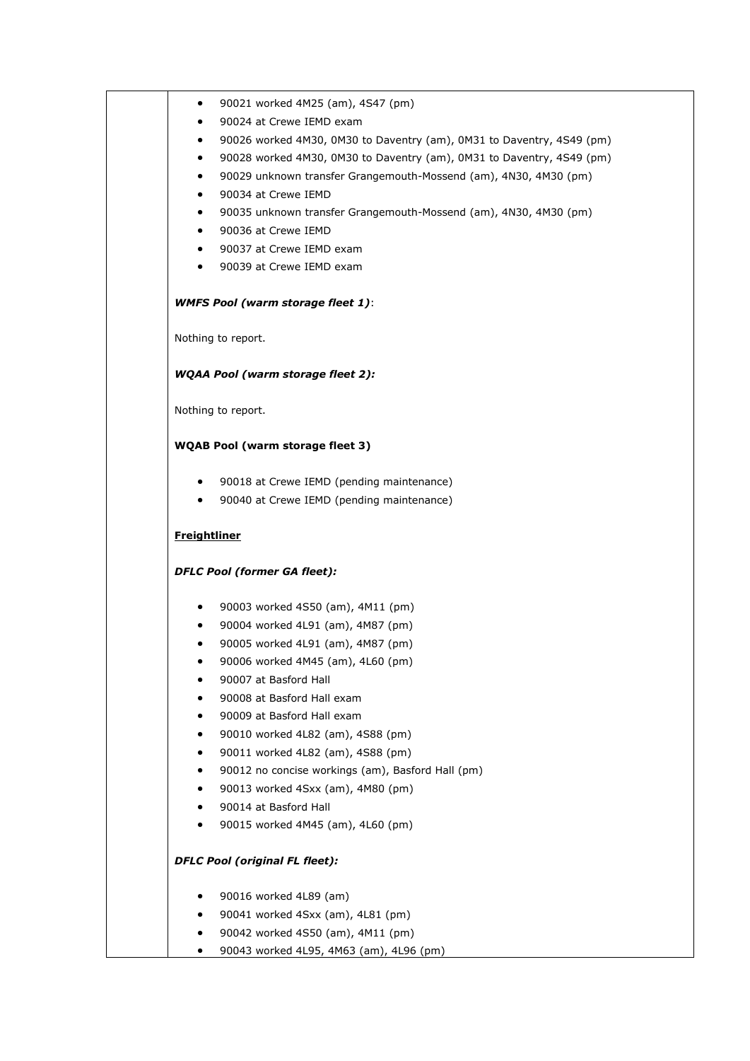- 90021 worked 4M25 (am), 4S47 (pm)
- 90024 at Crewe IEMD exam
- 90026 worked 4M30, 0M30 to Daventry (am), 0M31 to Daventry, 4S49 (pm)
- 90028 worked 4M30, 0M30 to Daventry (am), 0M31 to Daventry, 4S49 (pm)
- 90029 unknown transfer Grangemouth-Mossend (am), 4N30, 4M30 (pm)
- 90034 at Crewe IEMD
- 90035 unknown transfer Grangemouth-Mossend (am), 4N30, 4M30 (pm)
- 90036 at Crewe IEMD
- 90037 at Crewe IEMD exam
- 90039 at Crewe IEMD exam

***WMFS Pool (warm storage fleet 1)***:

Nothing to report.

***WQAA Pool (warm storage fleet 2):***

Nothing to report.

**WQAB Pool (warm storage fleet 3)**

- 90018 at Crewe IEMD (pending maintenance)
- 90040 at Crewe IEMD (pending maintenance)

**Freightliner**

***DFLC Pool (former GA fleet):***

- 90003 worked 4S50 (am), 4M11 (pm)
- 90004 worked 4L91 (am), 4M87 (pm)
- 90005 worked 4L91 (am), 4M87 (pm)
- 90006 worked 4M45 (am), 4L60 (pm)
- 90007 at Basford Hall
- 90008 at Basford Hall exam
- 90009 at Basford Hall exam
- 90010 worked 4L82 (am), 4S88 (pm)
- 90011 worked 4L82 (am), 4S88 (pm)
- 90012 no concise workings (am), Basford Hall (pm)
- 90013 worked 4Sxx (am), 4M80 (pm)
- 90014 at Basford Hall
- 90015 worked 4M45 (am), 4L60 (pm)

***DFLC Pool (original FL fleet):***

- 90016 worked 4L89 (am)
- 90041 worked 4Sxx (am), 4L81 (pm)
- 90042 worked 4S50 (am), 4M11 (pm)
- 90043 worked 4L95, 4M63 (am), 4L96 (pm)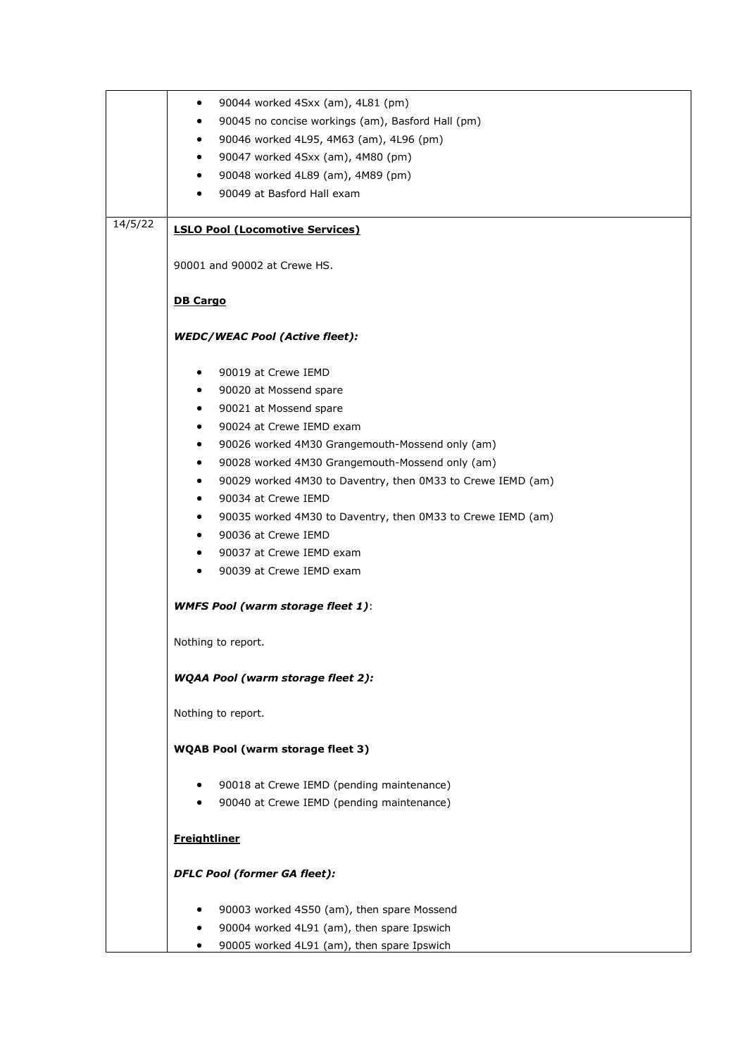| | |
|---|---|
| | • 90044 worked 4Sxx (am), 4L81 (pm)<br>• 90045 no concise workings (am), Basford Hall (pm)<br>• 90046 worked 4L95, 4M63 (am), 4L96 (pm)<br>• 90047 worked 4Sxx (am), 4M80 (pm)<br>• 90048 worked 4L89 (am), 4M89 (pm)<br>• 90049 at Basford Hall exam |
| 14/5/22 | **LSLO Pool (Locomotive Services)**<br><br>90001 and 90002 at Crewe HS.<br><br>**DB Cargo**<br><br>***WEDC/WEAC Pool (Active fleet):***<br><br>• 90019 at Crewe IEMD<br>• 90020 at Mossend spare<br>• 90021 at Mossend spare<br>• 90024 at Crewe IEMD exam<br>• 90026 worked 4M30 Grangemouth-Mossend only (am)<br>• 90028 worked 4M30 Grangemouth-Mossend only (am)<br>• 90029 worked 4M30 to Daventry, then 0M33 to Crewe IEMD (am)<br>• 90034 at Crewe IEMD<br>• 90035 worked 4M30 to Daventry, then 0M33 to Crewe IEMD (am)<br>• 90036 at Crewe IEMD<br>• 90037 at Crewe IEMD exam<br>• 90039 at Crewe IEMD exam<br><br>***WMFS Pool (warm storage fleet 1)***:<br><br>Nothing to report.<br><br>***WQAA Pool (warm storage fleet 2):***<br><br>Nothing to report.<br><br>**WQAB Pool (warm storage fleet 3)**<br><br>• 90018 at Crewe IEMD (pending maintenance)<br>• 90040 at Crewe IEMD (pending maintenance)<br><br>**Freightliner**<br><br>***DFLC Pool (former GA fleet):***<br><br>• 90003 worked 4S50 (am), then spare Mossend<br>• 90004 worked 4L91 (am), then spare Ipswich<br>• 90005 worked 4L91 (am), then spare Ipswich |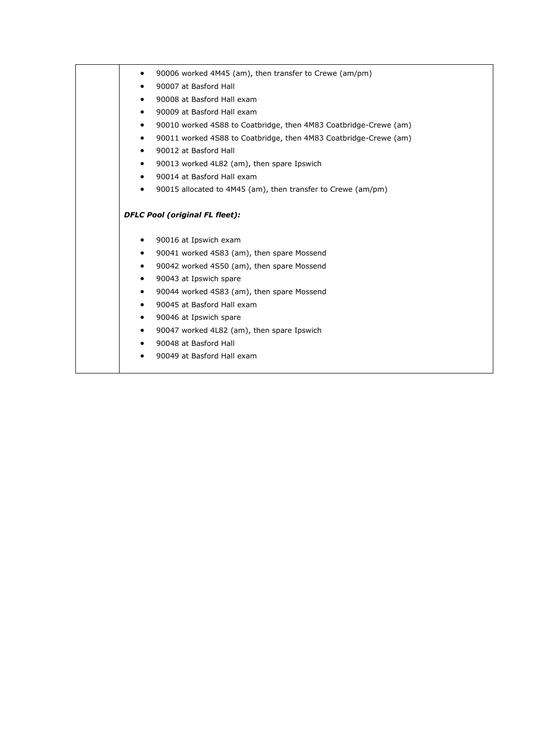- 90006 worked 4M45 (am), then transfer to Crewe (am/pm)
- 90007 at Basford Hall
- 90008 at Basford Hall exam
- 90009 at Basford Hall exam
- 90010 worked 4S88 to Coatbridge, then 4M83 Coatbridge-Crewe (am)
- 90011 worked 4S88 to Coatbridge, then 4M83 Coatbridge-Crewe (am)
- 90012 at Basford Hall
- 90013 worked 4L82 (am), then spare Ipswich
- 90014 at Basford Hall exam
- 90015 allocated to 4M45 (am), then transfer to Crewe (am/pm)

***DFLC Pool (original FL fleet):***

- 90016 at Ipswich exam
- 90041 worked 4S83 (am), then spare Mossend
- 90042 worked 4S50 (am), then spare Mossend
- 90043 at Ipswich spare
- 90044 worked 4S83 (am), then spare Mossend
- 90045 at Basford Hall exam
- 90046 at Ipswich spare
- 90047 worked 4L82 (am), then spare Ipswich
- 90048 at Basford Hall
- 90049 at Basford Hall exam